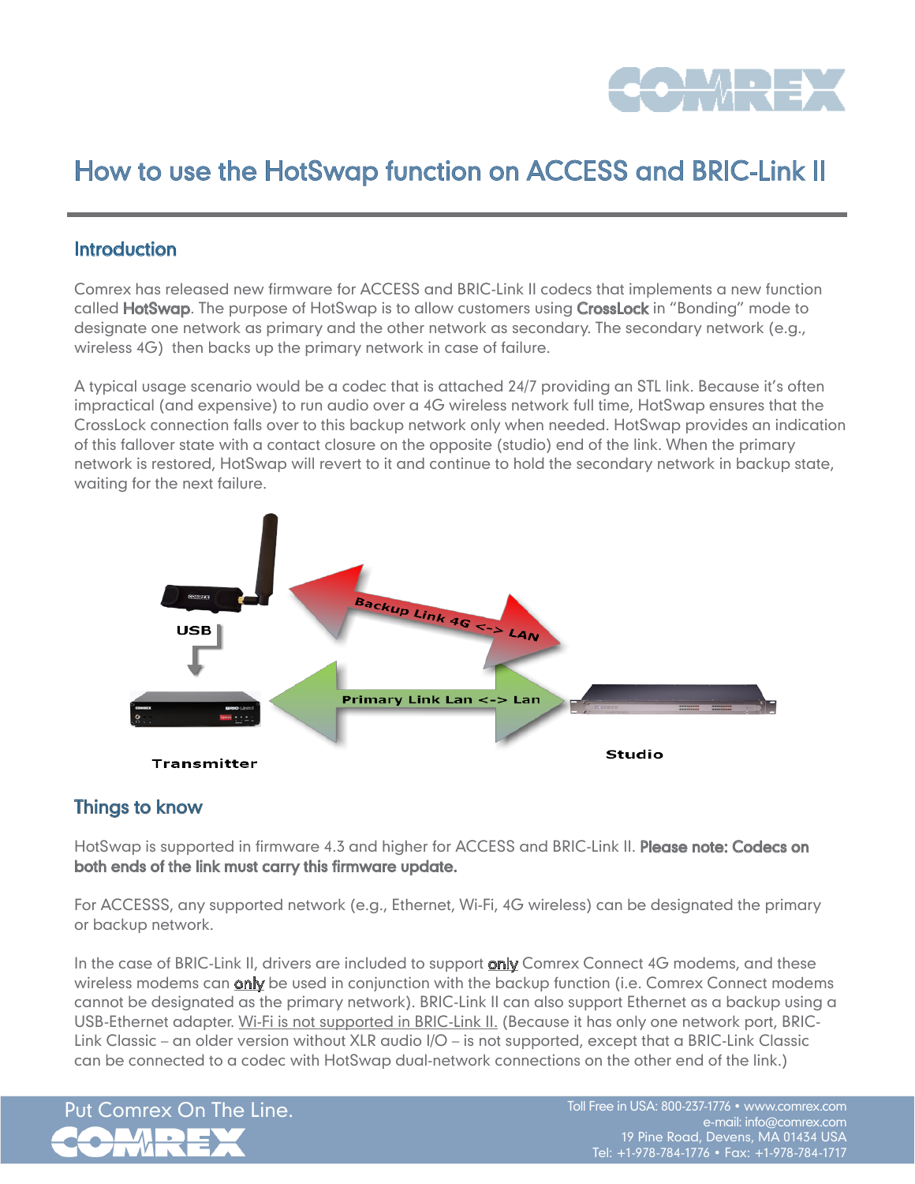# How to use the HotSwap function on ACCESS and BRIC-Link II

## Introduction

Comrex has released new firmware for ACCESS and BRIC-Link II codecs that implements a new function called **HotSwap**. The purpose of HotSwap is to allow customers using **CrossLock** in "Bonding" mode to designate one network as primary and the other network as secondary. The secondary network (e.g., wireless 4G) then backs up the primary network in case of failure.

A typical usage scenario would be a codec that is attached 24/7 providing an STL link. Because it's often impractical (and expensive) to run audio over a 4G wireless network full time, HotSwap ensures that the CrossLock connection falls over to this backup network only when needed. HotSwap provides an indication of this fallover state with a contact closure on the opposite (studio) end of the link. When the primary network is restored, HotSwap will revert to it and continue to hold the secondary network in backup state, waiting for the next failure.

## Things to know

HotSwap is supported in firmware 4.3 and higher for ACCESS and BRIC-Link II. **Please note: Codecs on both ends of the link must carry this firmware update.**

For ACCESSS, any supported network (e.g., Ethernet, Wi-Fi, 4G wireless) can be designated the primary or backup network.

In the case of BRIC-Link II, drivers are included to support **only** Comrex Connect 4G modems, and these wireless modems can **only** be used in conjunction with the backup function (i.e. Comrex Connect modems cannot be designated as the primary network). BRIC-Link II can also support Ethernet as a backup using a USB-Ethernet adapter. Wi-Fi is not supported in BRIC-Link II. (Because it has only one network port, BRIC-Link Classic – an older version without XLR audio I/O – is not supported, except that a BRIC-Link Classic can be connected to a codec with HotSwap dual-network connections on the other end of the link.)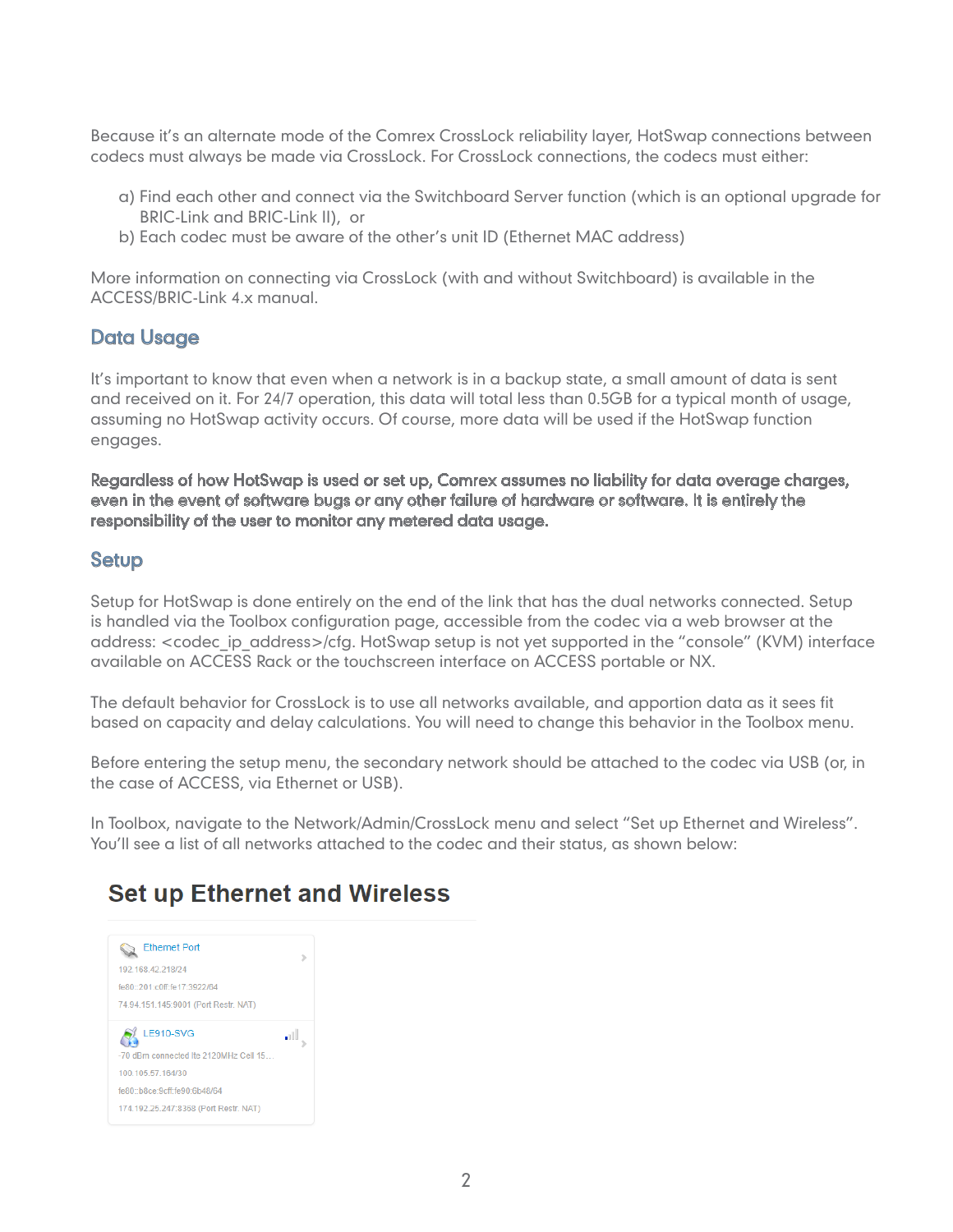Because it's an alternate mode of the Comrex CrossLock reliability layer, HotSwap connections between codecs must always be made via CrossLock. For CrossLock connections, the codecs must either:

a) Find each other and connect via the Switchboard Server function (which is an optional upgrade for BRIC-Link and BRIC-Link II), or
b) Each codec must be aware of the other's unit ID (Ethernet MAC address)

More information on connecting via CrossLock (with and without Switchboard) is available in the ACCESS/BRIC-Link 4.x manual.

## Data Usage

It's important to know that even when a network is in a backup state, a small amount of data is sent and received on it. For 24/7 operation, this data will total less than 0.5GB for a typical month of usage, assuming no HotSwap activity occurs. Of course, more data will be used if the HotSwap function engages.

**Regardless of how HotSwap is used or set up, Comrex assumes no liability for data overage charges, even in the event of software bugs or any other failure of hardware or software. It is entirely the responsibility of the user to monitor any metered data usage.**

## Setup

Setup for HotSwap is done entirely on the end of the link that has the dual networks connected. Setup is handled via the Toolbox configuration page, accessible from the codec via a web browser at the address: <codec_ip_address>/cfg. HotSwap setup is not yet supported in the "console" (KVM) interface available on ACCESS Rack or the touchscreen interface on ACCESS portable or NX.

The default behavior for CrossLock is to use all networks available, and apportion data as it sees fit based on capacity and delay calculations. You will need to change this behavior in the Toolbox menu.

Before entering the setup menu, the secondary network should be attached to the codec via USB (or, in the case of ACCESS, via Ethernet or USB).

In Toolbox, navigate to the Network/Admin/CrossLock menu and select "Set up Ethernet and Wireless". You'll see a list of all networks attached to the codec and their status, as shown below:

**Set up Ethernet and Wireless**

Ethernet Port
192.168.42.218/24
fe80::201:c0ff:fe17:3922/64
74.94.151.145:9001 (Port Restr. NAT)

LE910-SVG
-70 dBm connected lte 2120MHz Cell 15...
100.105.57.164/30
fe80::b8ce:9cff:fe90:6b46/64
174.192.25.247:8368 (Port Restr. NAT)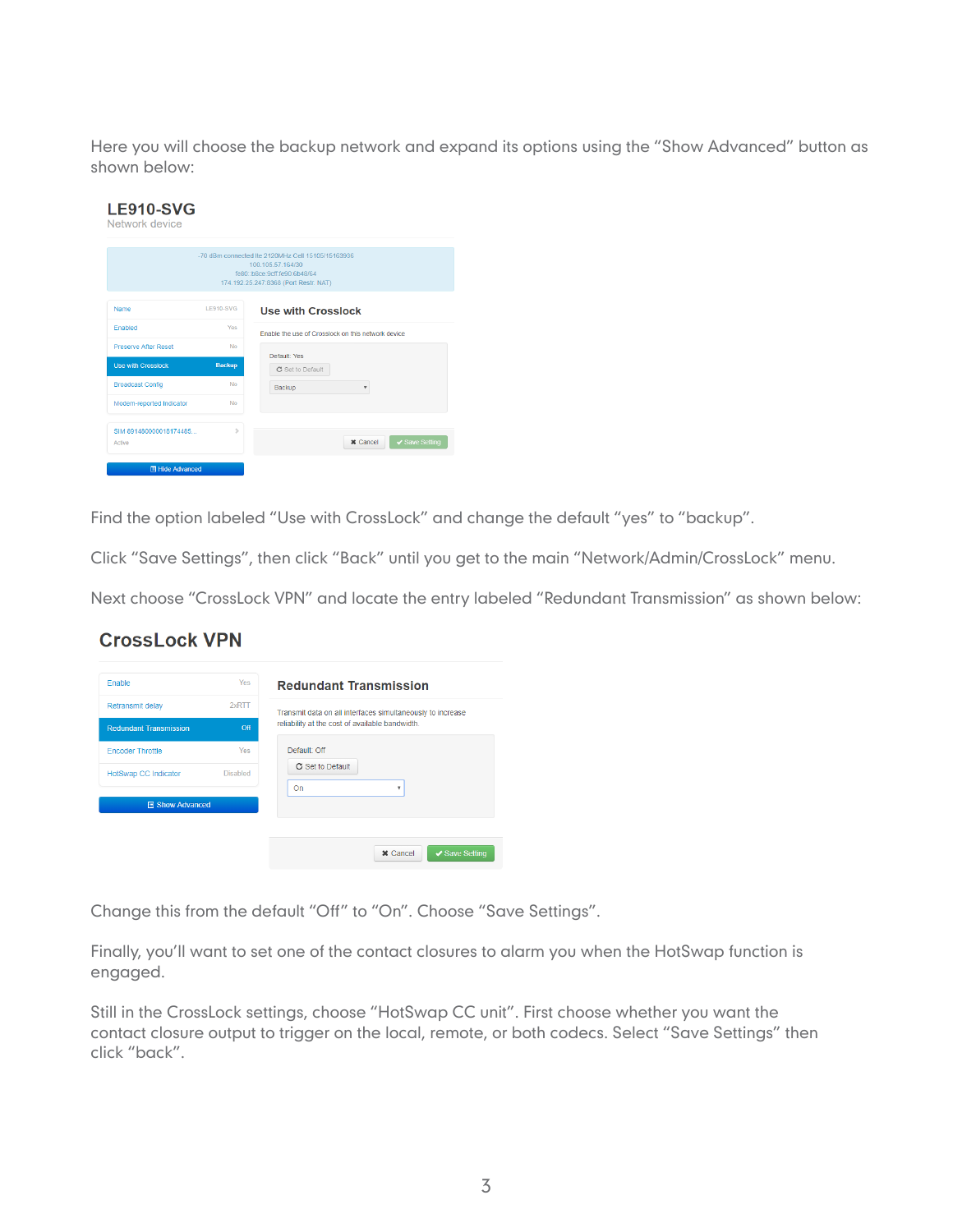Here you will choose the backup network and expand its options using the “Show Advanced” button as shown below:

Find the option labeled “Use with CrossLock” and change the default “yes” to “backup”.

Click “Save Settings”, then click “Back” until you get to the main “Network/Admin/CrossLock” menu.

Next choose “CrossLock VPN” and locate the entry labeled “Redundant Transmission” as shown below:

Change this from the default “Off” to “On”. Choose “Save Settings”.

Finally, you’ll want to set one of the contact closures to alarm you when the HotSwap function is engaged.

Still in the CrossLock settings, choose “HotSwap CC unit”. First choose whether you want the contact closure output to trigger on the local, remote, or both codecs. Select “Save Settings” then click “back”.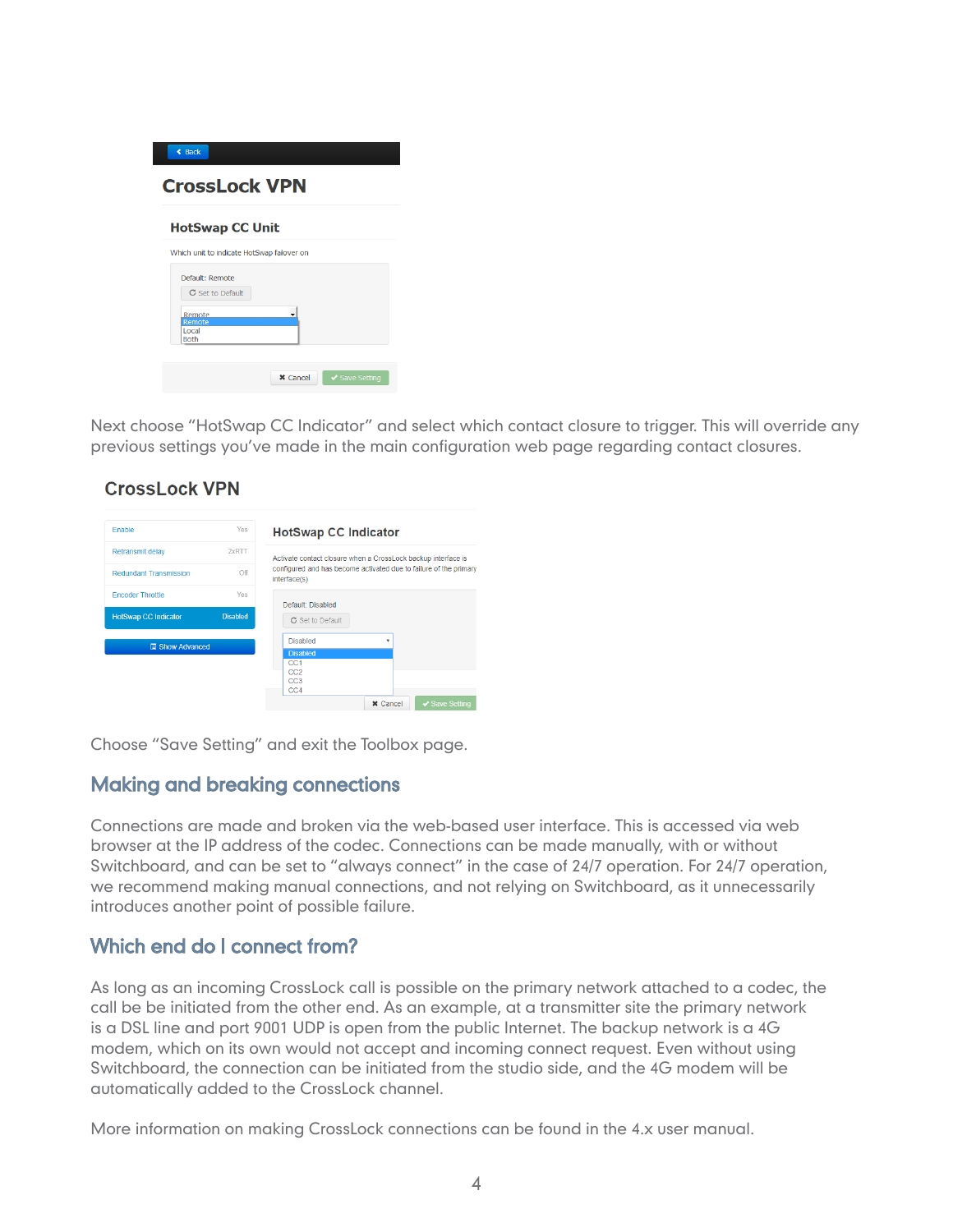Next choose "HotSwap CC Indicator" and select which contact closure to trigger. This will override any previous settings you've made in the main configuration web page regarding contact closures.

Choose "Save Setting" and exit the Toolbox page.

## Making and breaking connections

Connections are made and broken via the web-based user interface. This is accessed via web browser at the IP address of the codec. Connections can be made manually, with or without Switchboard, and can be set to "always connect" in the case of 24/7 operation. For 24/7 operation, we recommend making manual connections, and not relying on Switchboard, as it unnecessarily introduces another point of possible failure.

## Which end do I connect from?

As long as an incoming CrossLock call is possible on the primary network attached to a codec, the call be be initiated from the other end. As an example, at a transmitter site the primary network is a DSL line and port 9001 UDP is open from the public Internet. The backup network is a 4G modem, which on its own would not accept and incoming connect request. Even without using Switchboard, the connection can be initiated from the studio side, and the 4G modem will be automatically added to the CrossLock channel.

More information on making CrossLock connections can be found in the 4.x user manual.